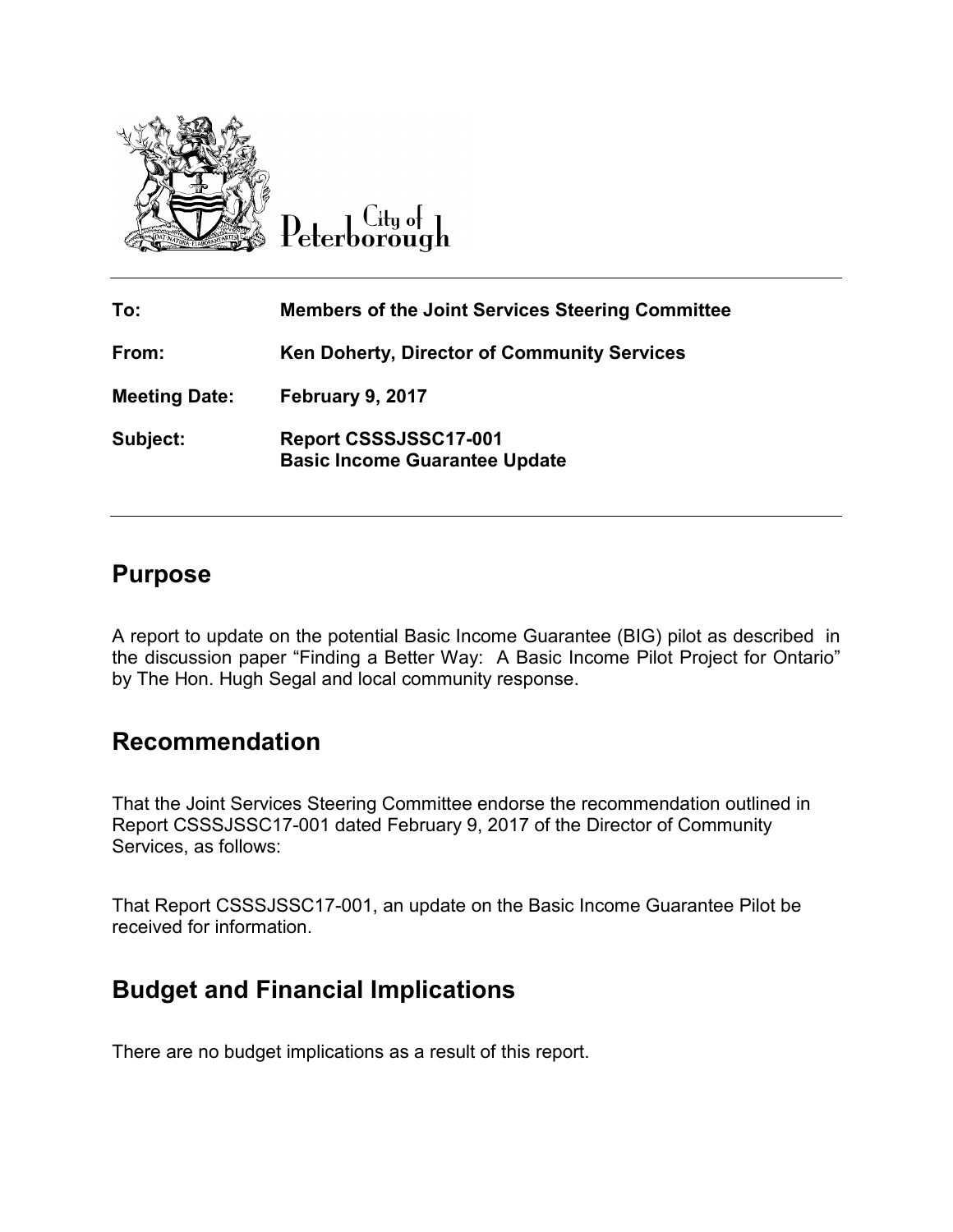City of Peterborough

| | |
|---|---|
| **To:** | **Members of the Joint Services Steering Committee** |
| **From:** | **Ken Doherty, Director of Community Services** |
| **Meeting Date:** | **February 9, 2017** |
| **Subject:** | **Report CSSSJSSC17-001<br>Basic Income Guarantee Update** |

## Purpose

A report to update on the potential Basic Income Guarantee (BIG) pilot as described in the discussion paper "Finding a Better Way: A Basic Income Pilot Project for Ontario" by The Hon. Hugh Segal and local community response.

## Recommendation

That the Joint Services Steering Committee endorse the recommendation outlined in Report CSSSJSSC17-001 dated February 9, 2017 of the Director of Community Services, as follows:

That Report CSSSJSSC17-001, an update on the Basic Income Guarantee Pilot be received for information.

## Budget and Financial Implications

There are no budget implications as a result of this report.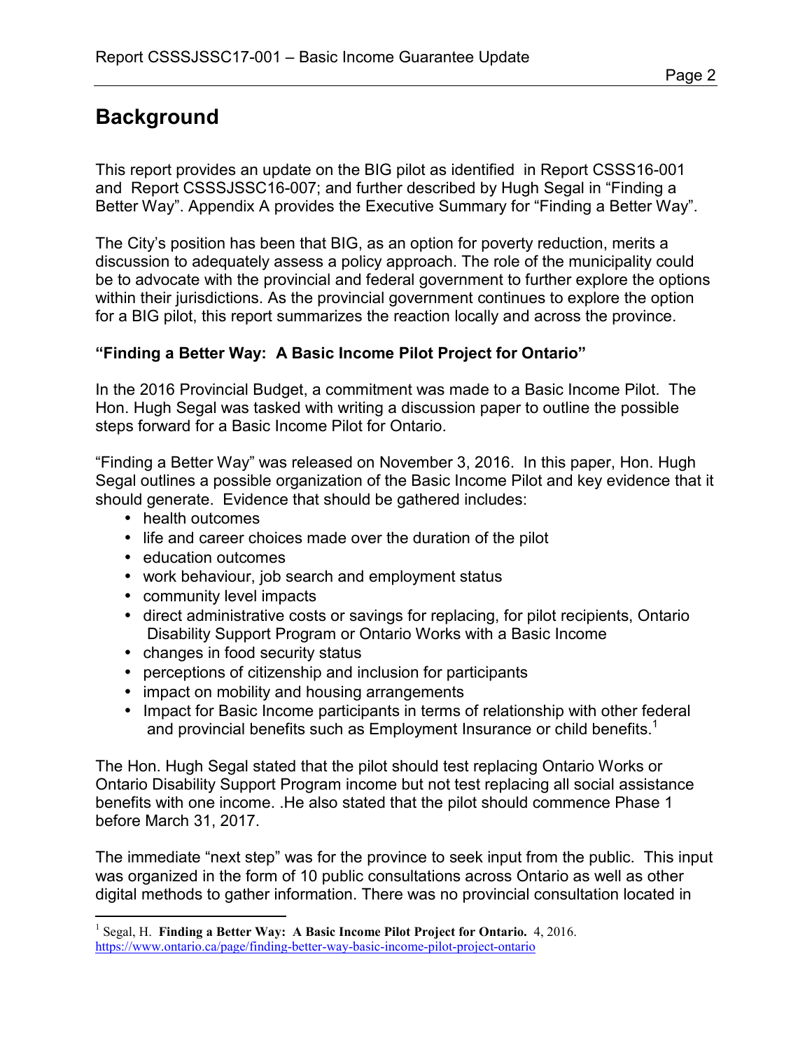# Background

This report provides an update on the BIG pilot as identified in Report CSSS16-001 and Report CSSSJSSC16-007; and further described by Hugh Segal in "Finding a Better Way". Appendix A provides the Executive Summary for "Finding a Better Way".

The City's position has been that BIG, as an option for poverty reduction, merits a discussion to adequately assess a policy approach. The role of the municipality could be to advocate with the provincial and federal government to further explore the options within their jurisdictions. As the provincial government continues to explore the option for a BIG pilot, this report summarizes the reaction locally and across the province.

### "Finding a Better Way: A Basic Income Pilot Project for Ontario"

In the 2016 Provincial Budget, a commitment was made to a Basic Income Pilot. The Hon. Hugh Segal was tasked with writing a discussion paper to outline the possible steps forward for a Basic Income Pilot for Ontario.

"Finding a Better Way" was released on November 3, 2016. In this paper, Hon. Hugh Segal outlines a possible organization of the Basic Income Pilot and key evidence that it should generate. Evidence that should be gathered includes:

- health outcomes
- life and career choices made over the duration of the pilot
- education outcomes
- work behaviour, job search and employment status
- community level impacts
- direct administrative costs or savings for replacing, for pilot recipients, Ontario Disability Support Program or Ontario Works with a Basic Income
- changes in food security status
- perceptions of citizenship and inclusion for participants
- impact on mobility and housing arrangements
- Impact for Basic Income participants in terms of relationship with other federal and provincial benefits such as Employment Insurance or child benefits.[1]

The Hon. Hugh Segal stated that the pilot should test replacing Ontario Works or Ontario Disability Support Program income but not test replacing all social assistance benefits with one income. .He also stated that the pilot should commence Phase 1 before March 31, 2017.

The immediate "next step" was for the province to seek input from the public. This input was organized in the form of 10 public consultations across Ontario as well as other digital methods to gather information. There was no provincial consultation located in

---

[1] Segal, H. **Finding a Better Way: A Basic Income Pilot Project for Ontario.** 4, 2016. https://www.ontario.ca/page/finding-better-way-basic-income-pilot-project-ontario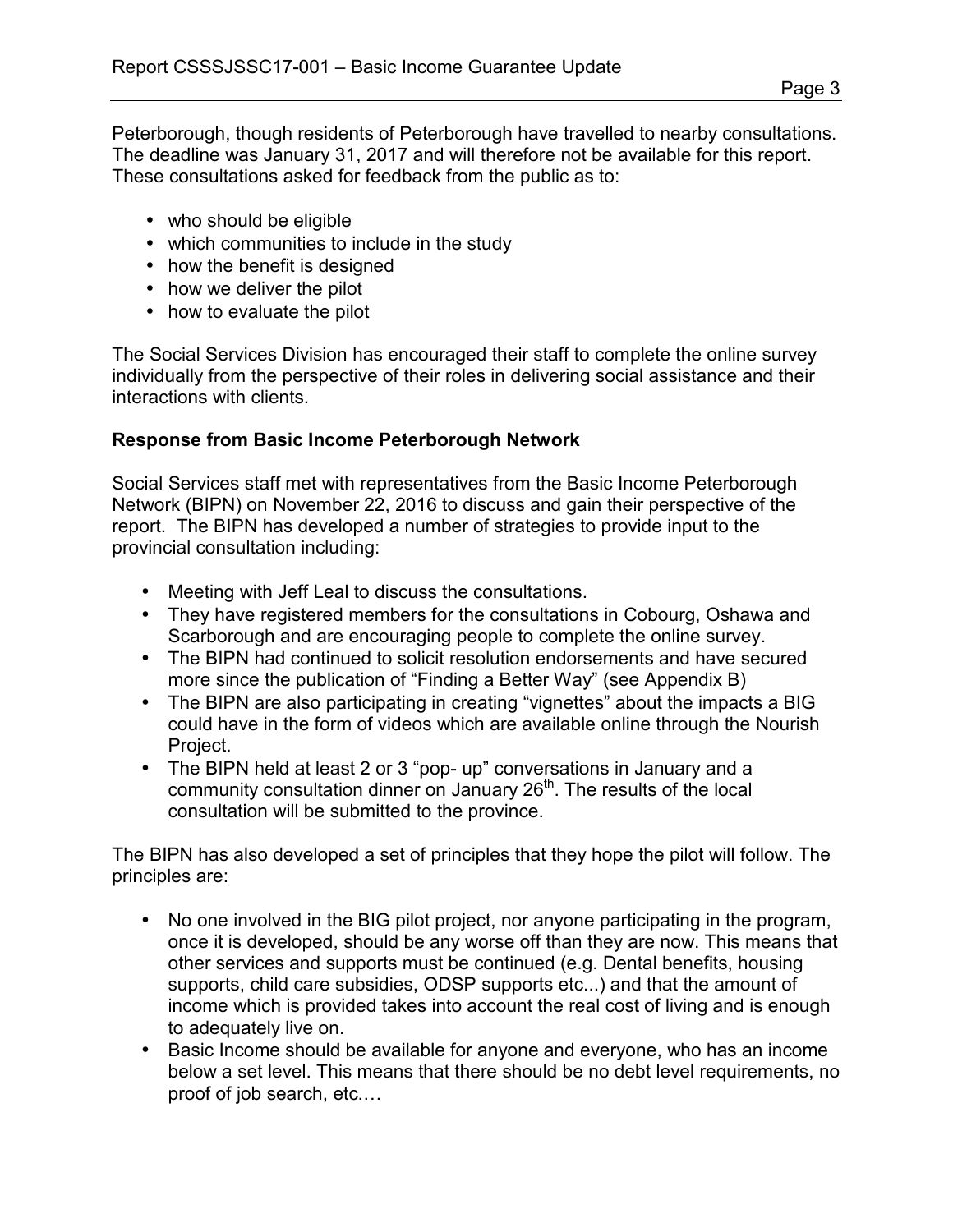Peterborough, though residents of Peterborough have travelled to nearby consultations. The deadline was January 31, 2017 and will therefore not be available for this report. These consultations asked for feedback from the public as to:

- who should be eligible
- which communities to include in the study
- how the benefit is designed
- how we deliver the pilot
- how to evaluate the pilot

The Social Services Division has encouraged their staff to complete the online survey individually from the perspective of their roles in delivering social assistance and their interactions with clients.

**Response from Basic Income Peterborough Network**

Social Services staff met with representatives from the Basic Income Peterborough Network (BIPN) on November 22, 2016 to discuss and gain their perspective of the report. The BIPN has developed a number of strategies to provide input to the provincial consultation including:

- Meeting with Jeff Leal to discuss the consultations.
- They have registered members for the consultations in Cobourg, Oshawa and Scarborough and are encouraging people to complete the online survey.
- The BIPN had continued to solicit resolution endorsements and have secured more since the publication of "Finding a Better Way" (see Appendix B)
- The BIPN are also participating in creating "vignettes" about the impacts a BIG could have in the form of videos which are available online through the Nourish Project.
- The BIPN held at least 2 or 3 "pop- up" conversations in January and a community consultation dinner on January 26th. The results of the local consultation will be submitted to the province.

The BIPN has also developed a set of principles that they hope the pilot will follow. The principles are:

- No one involved in the BIG pilot project, nor anyone participating in the program, once it is developed, should be any worse off than they are now. This means that other services and supports must be continued (e.g. Dental benefits, housing supports, child care subsidies, ODSP supports etc...) and that the amount of income which is provided takes into account the real cost of living and is enough to adequately live on.
- Basic Income should be available for anyone and everyone, who has an income below a set level. This means that there should be no debt level requirements, no proof of job search, etc.…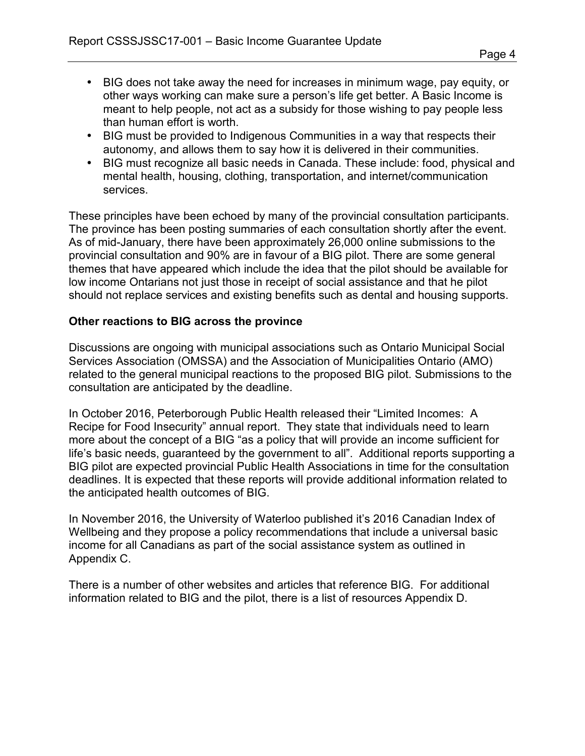- BIG does not take away the need for increases in minimum wage, pay equity, or other ways working can make sure a person's life get better. A Basic Income is meant to help people, not act as a subsidy for those wishing to pay people less than human effort is worth.
- BIG must be provided to Indigenous Communities in a way that respects their autonomy, and allows them to say how it is delivered in their communities.
- BIG must recognize all basic needs in Canada. These include: food, physical and mental health, housing, clothing, transportation, and internet/communication services.

These principles have been echoed by many of the provincial consultation participants. The province has been posting summaries of each consultation shortly after the event. As of mid-January, there have been approximately 26,000 online submissions to the provincial consultation and 90% are in favour of a BIG pilot. There are some general themes that have appeared which include the idea that the pilot should be available for low income Ontarians not just those in receipt of social assistance and that he pilot should not replace services and existing benefits such as dental and housing supports.

**Other reactions to BIG across the province**

Discussions are ongoing with municipal associations such as Ontario Municipal Social Services Association (OMSSA) and the Association of Municipalities Ontario (AMO) related to the general municipal reactions to the proposed BIG pilot. Submissions to the consultation are anticipated by the deadline.

In October 2016, Peterborough Public Health released their "Limited Incomes: A Recipe for Food Insecurity" annual report. They state that individuals need to learn more about the concept of a BIG "as a policy that will provide an income sufficient for life's basic needs, guaranteed by the government to all". Additional reports supporting a BIG pilot are expected provincial Public Health Associations in time for the consultation deadlines. It is expected that these reports will provide additional information related to the anticipated health outcomes of BIG.

In November 2016, the University of Waterloo published it's 2016 Canadian Index of Wellbeing and they propose a policy recommendations that include a universal basic income for all Canadians as part of the social assistance system as outlined in Appendix C.

There is a number of other websites and articles that reference BIG. For additional information related to BIG and the pilot, there is a list of resources Appendix D.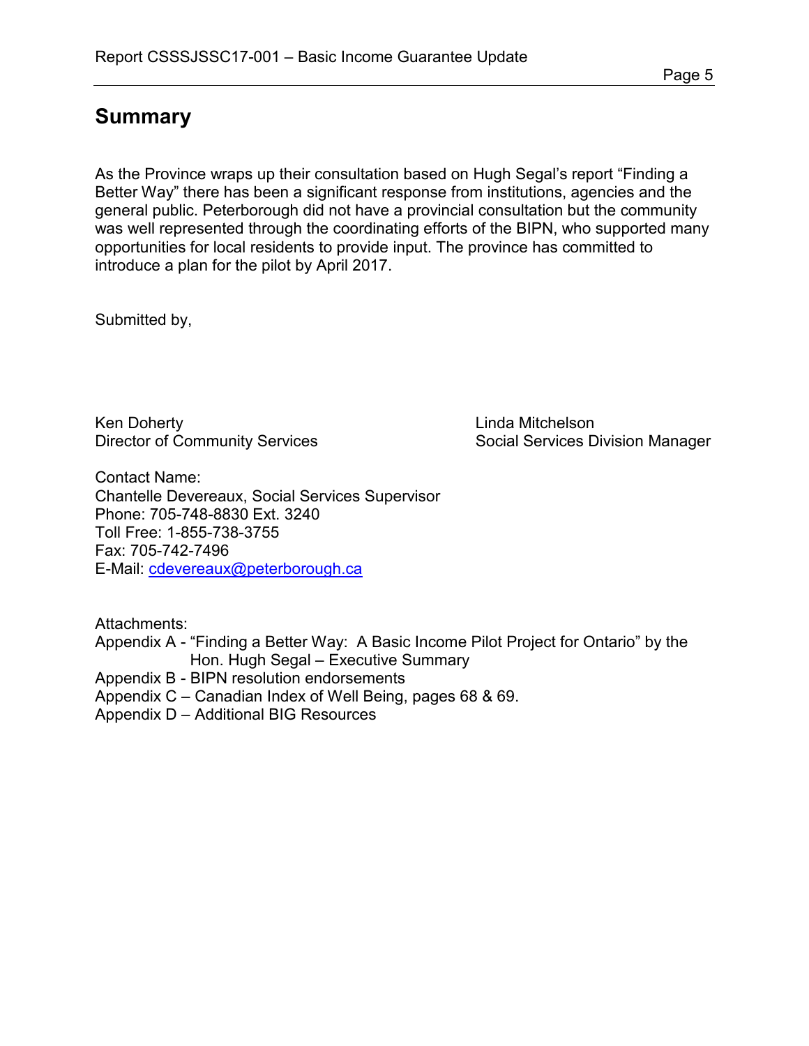## Summary

As the Province wraps up their consultation based on Hugh Segal's report "Finding a Better Way" there has been a significant response from institutions, agencies and the general public. Peterborough did not have a provincial consultation but the community was well represented through the coordinating efforts of the BIPN, who supported many opportunities for local residents to provide input. The province has committed to introduce a plan for the pilot by April 2017.

Submitted by,

Ken Doherty
Director of Community Services

Linda Mitchelson
Social Services Division Manager

Contact Name:
Chantelle Devereaux, Social Services Supervisor
Phone: 705-748-8830 Ext. 3240
Toll Free: 1-855-738-3755
Fax: 705-742-7496
E-Mail: cdevereaux@peterborough.ca

Attachments:
Appendix A - "Finding a Better Way: A Basic Income Pilot Project for Ontario" by the Hon. Hugh Segal – Executive Summary
Appendix B - BIPN resolution endorsements
Appendix C – Canadian Index of Well Being, pages 68 & 69.
Appendix D – Additional BIG Resources